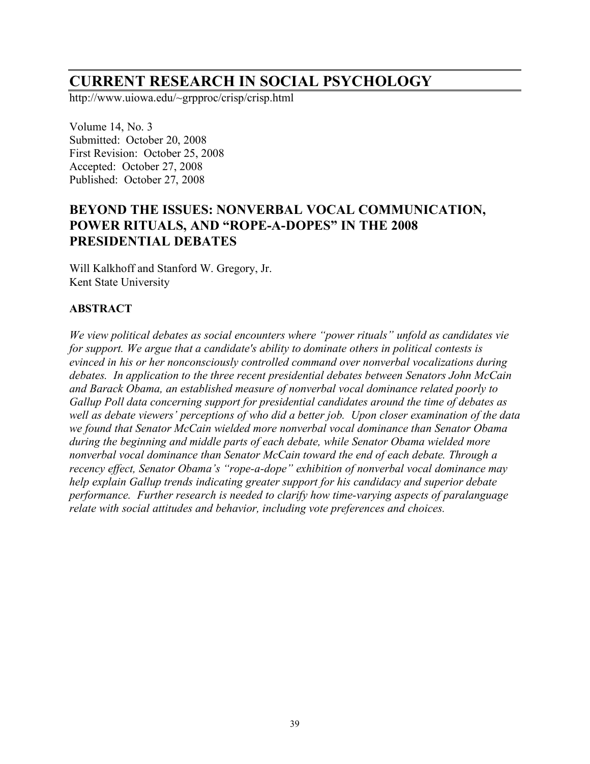# CURRENT RESEARCH IN SOCIAL PSYCHOLOGY

http://www.uiowa.edu/~grpproc/crisp/crisp.html

Volume 14, No. 3
Submitted: October 20, 2008
First Revision: October 25, 2008
Accepted: October 27, 2008
Published: October 27, 2008

## BEYOND THE ISSUES: NONVERBAL VOCAL COMMUNICATION, POWER RITUALS, AND "ROPE-A-DOPES" IN THE 2008 PRESIDENTIAL DEBATES

Will Kalkhoff and Stanford W. Gregory, Jr.
Kent State University

### ABSTRACT

*We view political debates as social encounters where "power rituals" unfold as candidates vie for support. We argue that a candidate's ability to dominate others in political contests is evinced in his or her nonconsciously controlled command over nonverbal vocalizations during debates. In application to the three recent presidential debates between Senators John McCain and Barack Obama, an established measure of nonverbal vocal dominance related poorly to Gallup Poll data concerning support for presidential candidates around the time of debates as well as debate viewers' perceptions of who did a better job. Upon closer examination of the data we found that Senator McCain wielded more nonverbal vocal dominance than Senator Obama during the beginning and middle parts of each debate, while Senator Obama wielded more nonverbal vocal dominance than Senator McCain toward the end of each debate. Through a recency effect, Senator Obama's "rope-a-dope" exhibition of nonverbal vocal dominance may help explain Gallup trends indicating greater support for his candidacy and superior debate performance. Further research is needed to clarify how time-varying aspects of paralanguage relate with social attitudes and behavior, including vote preferences and choices.*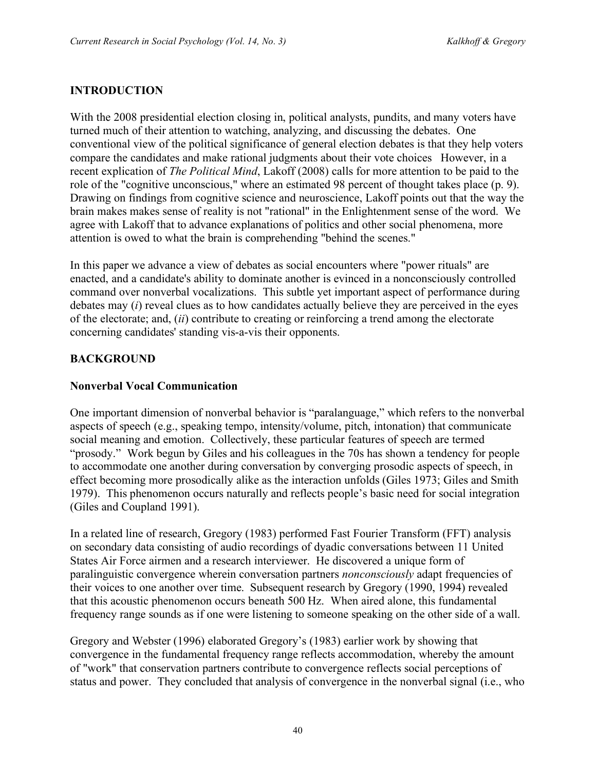## INTRODUCTION

With the 2008 presidential election closing in, political analysts, pundits, and many voters have turned much of their attention to watching, analyzing, and discussing the debates. One conventional view of the political significance of general election debates is that they help voters compare the candidates and make rational judgments about their vote choices However, in a recent explication of *The Political Mind*, Lakoff (2008) calls for more attention to be paid to the role of the "cognitive unconscious," where an estimated 98 percent of thought takes place (p. 9). Drawing on findings from cognitive science and neuroscience, Lakoff points out that the way the brain makes makes sense of reality is not "rational" in the Enlightenment sense of the word. We agree with Lakoff that to advance explanations of politics and other social phenomena, more attention is owed to what the brain is comprehending "behind the scenes."

In this paper we advance a view of debates as social encounters where "power rituals" are enacted, and a candidate's ability to dominate another is evinced in a nonconsciously controlled command over nonverbal vocalizations. This subtle yet important aspect of performance during debates may (*i*) reveal clues as to how candidates actually believe they are perceived in the eyes of the electorate; and, (*ii*) contribute to creating or reinforcing a trend among the electorate concerning candidates' standing vis-a-vis their opponents.

## BACKGROUND

### Nonverbal Vocal Communication

One important dimension of nonverbal behavior is "paralanguage," which refers to the nonverbal aspects of speech (e.g., speaking tempo, intensity/volume, pitch, intonation) that communicate social meaning and emotion. Collectively, these particular features of speech are termed "prosody." Work begun by Giles and his colleagues in the 70s has shown a tendency for people to accommodate one another during conversation by converging prosodic aspects of speech, in effect becoming more prosodically alike as the interaction unfolds (Giles 1973; Giles and Smith 1979). This phenomenon occurs naturally and reflects people's basic need for social integration (Giles and Coupland 1991).

In a related line of research, Gregory (1983) performed Fast Fourier Transform (FFT) analysis on secondary data consisting of audio recordings of dyadic conversations between 11 United States Air Force airmen and a research interviewer. He discovered a unique form of paralinguistic convergence wherein conversation partners *nonconsciously* adapt frequencies of their voices to one another over time. Subsequent research by Gregory (1990, 1994) revealed that this acoustic phenomenon occurs beneath 500 Hz. When aired alone, this fundamental frequency range sounds as if one were listening to someone speaking on the other side of a wall.

Gregory and Webster (1996) elaborated Gregory's (1983) earlier work by showing that convergence in the fundamental frequency range reflects accommodation, whereby the amount of "work" that conservation partners contribute to convergence reflects social perceptions of status and power. They concluded that analysis of convergence in the nonverbal signal (i.e., who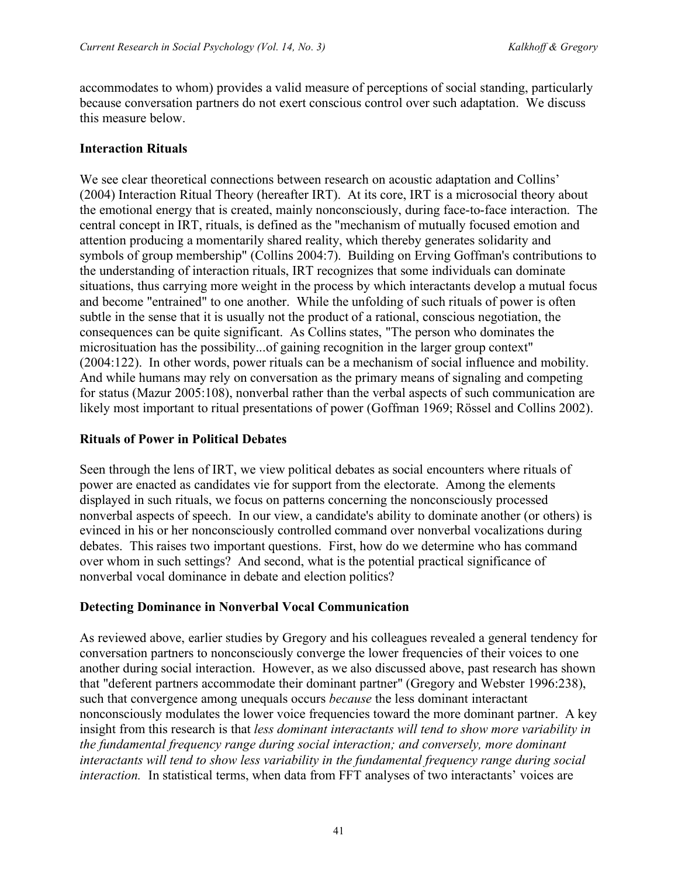accommodates to whom) provides a valid measure of perceptions of social standing, particularly because conversation partners do not exert conscious control over such adaptation. We discuss this measure below.

## Interaction Rituals

We see clear theoretical connections between research on acoustic adaptation and Collins' (2004) Interaction Ritual Theory (hereafter IRT). At its core, IRT is a microsocial theory about the emotional energy that is created, mainly nonconsciously, during face-to-face interaction. The central concept in IRT, rituals, is defined as the "mechanism of mutually focused emotion and attention producing a momentarily shared reality, which thereby generates solidarity and symbols of group membership" (Collins 2004:7). Building on Erving Goffman's contributions to the understanding of interaction rituals, IRT recognizes that some individuals can dominate situations, thus carrying more weight in the process by which interactants develop a mutual focus and become "entrained" to one another. While the unfolding of such rituals of power is often subtle in the sense that it is usually not the product of a rational, conscious negotiation, the consequences can be quite significant. As Collins states, "The person who dominates the microsituation has the possibility...of gaining recognition in the larger group context" (2004:122). In other words, power rituals can be a mechanism of social influence and mobility. And while humans may rely on conversation as the primary means of signaling and competing for status (Mazur 2005:108), nonverbal rather than the verbal aspects of such communication are likely most important to ritual presentations of power (Goffman 1969; Rössel and Collins 2002).

## Rituals of Power in Political Debates

Seen through the lens of IRT, we view political debates as social encounters where rituals of power are enacted as candidates vie for support from the electorate. Among the elements displayed in such rituals, we focus on patterns concerning the nonconsciously processed nonverbal aspects of speech. In our view, a candidate's ability to dominate another (or others) is evinced in his or her nonconsciously controlled command over nonverbal vocalizations during debates. This raises two important questions. First, how do we determine who has command over whom in such settings? And second, what is the potential practical significance of nonverbal vocal dominance in debate and election politics?

## Detecting Dominance in Nonverbal Vocal Communication

As reviewed above, earlier studies by Gregory and his colleagues revealed a general tendency for conversation partners to nonconsciously converge the lower frequencies of their voices to one another during social interaction. However, as we also discussed above, past research has shown that "deferent partners accommodate their dominant partner" (Gregory and Webster 1996:238), such that convergence among unequals occurs *because* the less dominant interactant nonconsciously modulates the lower voice frequencies toward the more dominant partner. A key insight from this research is that *less dominant interactants will tend to show more variability in the fundamental frequency range during social interaction; and conversely, more dominant interactants will tend to show less variability in the fundamental frequency range during social interaction.* In statistical terms, when data from FFT analyses of two interactants' voices are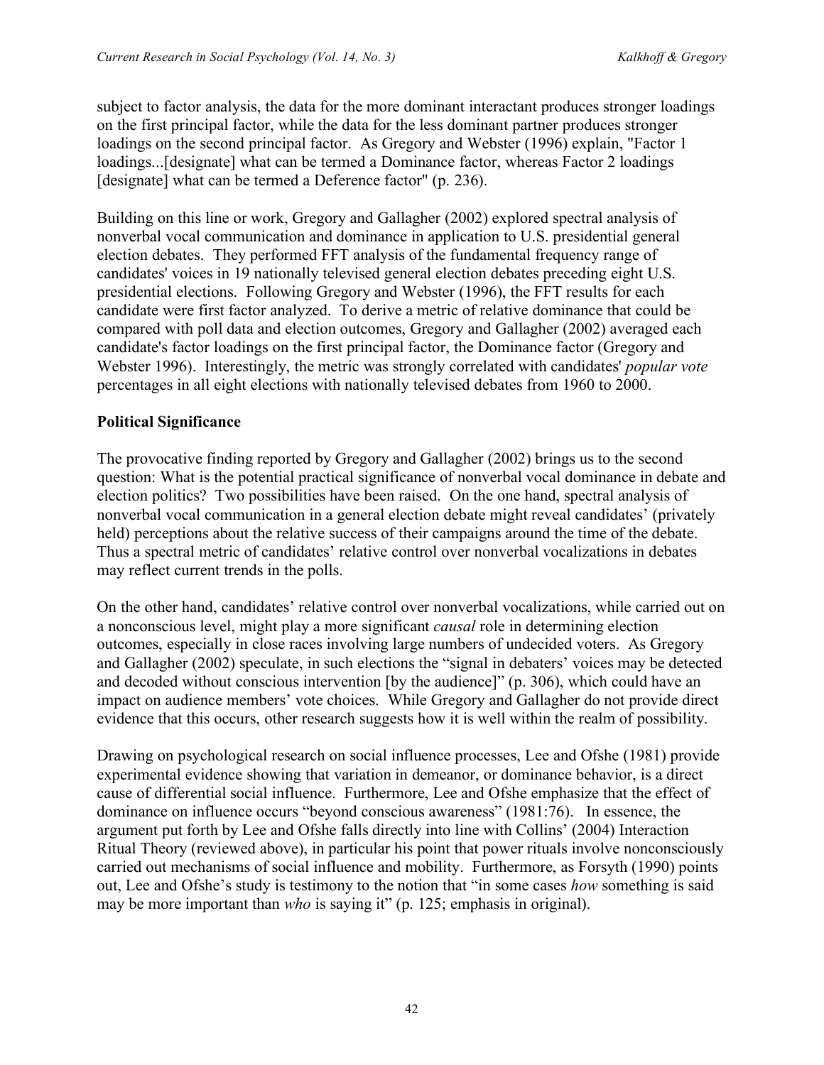subject to factor analysis, the data for the more dominant interactant produces stronger loadings on the first principal factor, while the data for the less dominant partner produces stronger loadings on the second principal factor. As Gregory and Webster (1996) explain, "Factor 1 loadings...[designate] what can be termed a Dominance factor, whereas Factor 2 loadings [designate] what can be termed a Deference factor" (p. 236).

Building on this line or work, Gregory and Gallagher (2002) explored spectral analysis of nonverbal vocal communication and dominance in application to U.S. presidential general election debates. They performed FFT analysis of the fundamental frequency range of candidates' voices in 19 nationally televised general election debates preceding eight U.S. presidential elections. Following Gregory and Webster (1996), the FFT results for each candidate were first factor analyzed. To derive a metric of relative dominance that could be compared with poll data and election outcomes, Gregory and Gallagher (2002) averaged each candidate's factor loadings on the first principal factor, the Dominance factor (Gregory and Webster 1996). Interestingly, the metric was strongly correlated with candidates' *popular vote* percentages in all eight elections with nationally televised debates from 1960 to 2000.

**Political Significance**

The provocative finding reported by Gregory and Gallagher (2002) brings us to the second question: What is the potential practical significance of nonverbal vocal dominance in debate and election politics? Two possibilities have been raised. On the one hand, spectral analysis of nonverbal vocal communication in a general election debate might reveal candidates' (privately held) perceptions about the relative success of their campaigns around the time of the debate. Thus a spectral metric of candidates' relative control over nonverbal vocalizations in debates may reflect current trends in the polls.

On the other hand, candidates' relative control over nonverbal vocalizations, while carried out on a nonconscious level, might play a more significant *causal* role in determining election outcomes, especially in close races involving large numbers of undecided voters. As Gregory and Gallagher (2002) speculate, in such elections the "signal in debaters' voices may be detected and decoded without conscious intervention [by the audience]" (p. 306), which could have an impact on audience members' vote choices. While Gregory and Gallagher do not provide direct evidence that this occurs, other research suggests how it is well within the realm of possibility.

Drawing on psychological research on social influence processes, Lee and Ofshe (1981) provide experimental evidence showing that variation in demeanor, or dominance behavior, is a direct cause of differential social influence. Furthermore, Lee and Ofshe emphasize that the effect of dominance on influence occurs "beyond conscious awareness" (1981:76). In essence, the argument put forth by Lee and Ofshe falls directly into line with Collins' (2004) Interaction Ritual Theory (reviewed above), in particular his point that power rituals involve nonconsciously carried out mechanisms of social influence and mobility. Furthermore, as Forsyth (1990) points out, Lee and Ofshe's study is testimony to the notion that "in some cases *how* something is said may be more important than *who* is saying it" (p. 125; emphasis in original).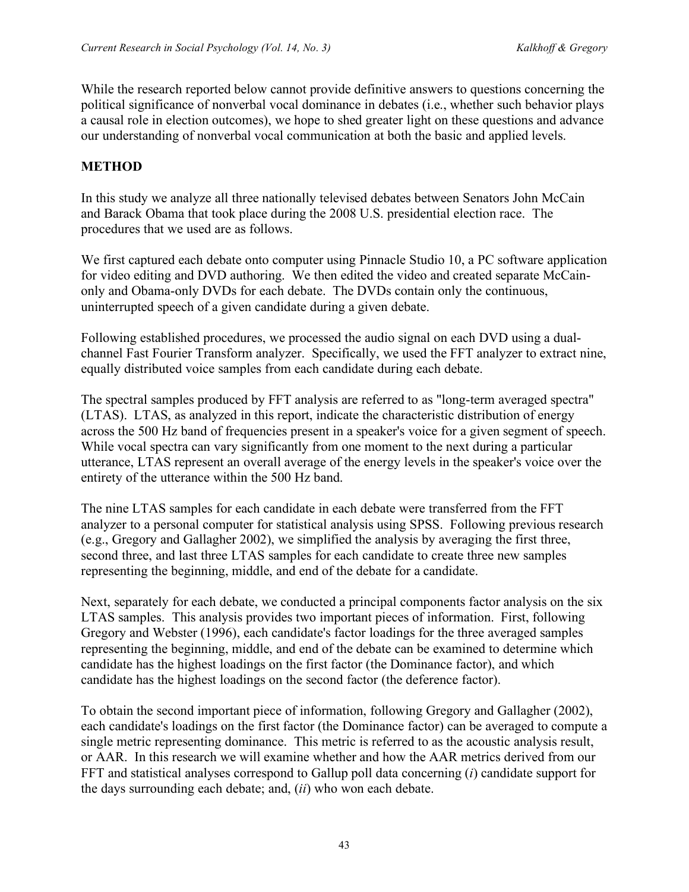While the research reported below cannot provide definitive answers to questions concerning the political significance of nonverbal vocal dominance in debates (i.e., whether such behavior plays a causal role in election outcomes), we hope to shed greater light on these questions and advance our understanding of nonverbal vocal communication at both the basic and applied levels.

## METHOD

In this study we analyze all three nationally televised debates between Senators John McCain and Barack Obama that took place during the 2008 U.S. presidential election race. The procedures that we used are as follows.

We first captured each debate onto computer using Pinnacle Studio 10, a PC software application for video editing and DVD authoring. We then edited the video and created separate McCain-only and Obama-only DVDs for each debate. The DVDs contain only the continuous, uninterrupted speech of a given candidate during a given debate.

Following established procedures, we processed the audio signal on each DVD using a dual-channel Fast Fourier Transform analyzer. Specifically, we used the FFT analyzer to extract nine, equally distributed voice samples from each candidate during each debate.

The spectral samples produced by FFT analysis are referred to as "long-term averaged spectra" (LTAS). LTAS, as analyzed in this report, indicate the characteristic distribution of energy across the 500 Hz band of frequencies present in a speaker's voice for a given segment of speech. While vocal spectra can vary significantly from one moment to the next during a particular utterance, LTAS represent an overall average of the energy levels in the speaker's voice over the entirety of the utterance within the 500 Hz band.

The nine LTAS samples for each candidate in each debate were transferred from the FFT analyzer to a personal computer for statistical analysis using SPSS. Following previous research (e.g., Gregory and Gallagher 2002), we simplified the analysis by averaging the first three, second three, and last three LTAS samples for each candidate to create three new samples representing the beginning, middle, and end of the debate for a candidate.

Next, separately for each debate, we conducted a principal components factor analysis on the six LTAS samples. This analysis provides two important pieces of information. First, following Gregory and Webster (1996), each candidate's factor loadings for the three averaged samples representing the beginning, middle, and end of the debate can be examined to determine which candidate has the highest loadings on the first factor (the Dominance factor), and which candidate has the highest loadings on the second factor (the deference factor).

To obtain the second important piece of information, following Gregory and Gallagher (2002), each candidate's loadings on the first factor (the Dominance factor) can be averaged to compute a single metric representing dominance. This metric is referred to as the acoustic analysis result, or AAR. In this research we will examine whether and how the AAR metrics derived from our FFT and statistical analyses correspond to Gallup poll data concerning (*i*) candidate support for the days surrounding each debate; and, (*ii*) who won each debate.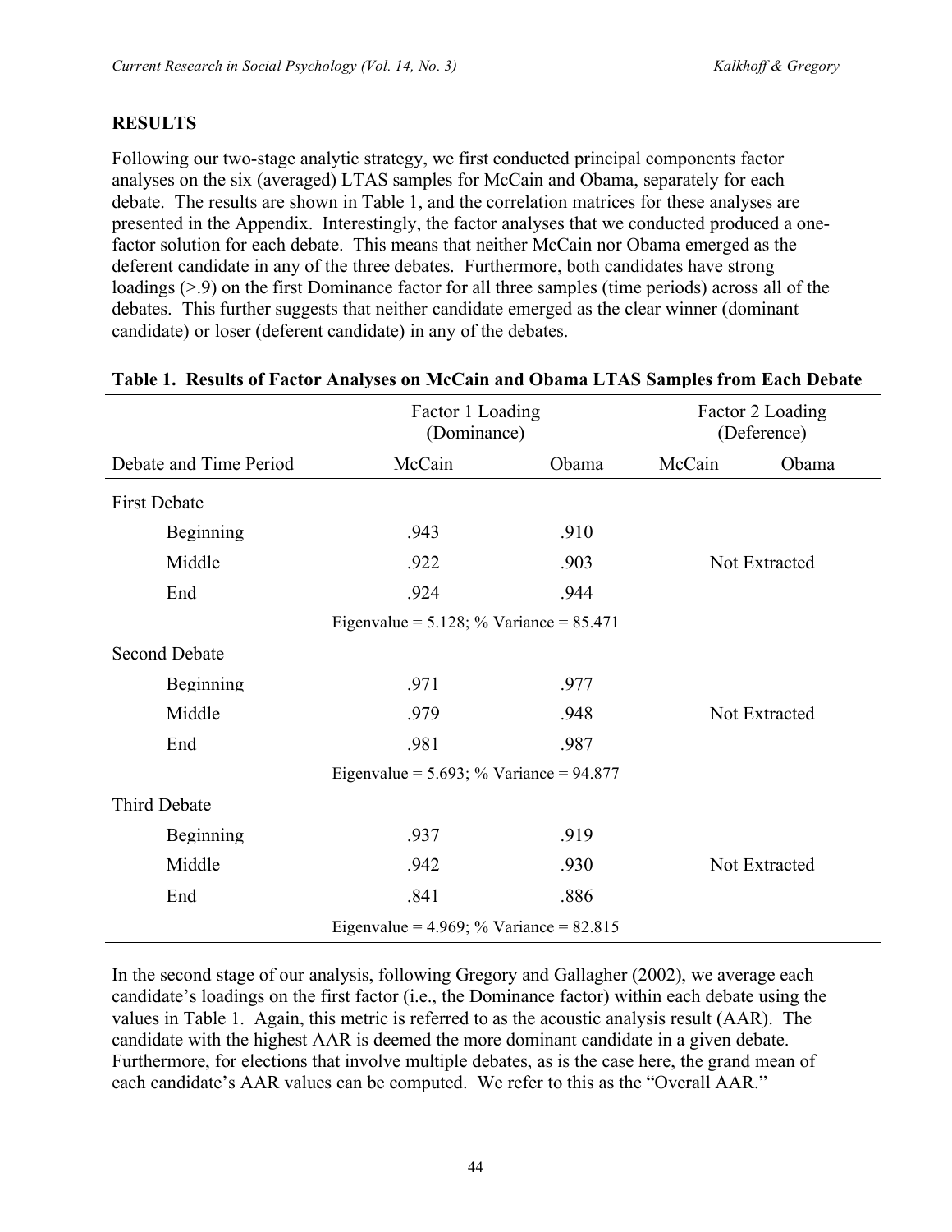## RESULTS

Following our two-stage analytic strategy, we first conducted principal components factor analyses on the six (averaged) LTAS samples for McCain and Obama, separately for each debate. The results are shown in Table 1, and the correlation matrices for these analyses are presented in the Appendix. Interestingly, the factor analyses that we conducted produced a one-factor solution for each debate. This means that neither McCain nor Obama emerged as the deferent candidate in any of the three debates. Furthermore, both candidates have strong loadings (>.9) on the first Dominance factor for all three samples (time periods) across all of the debates. This further suggests that neither candidate emerged as the clear winner (dominant candidate) or loser (deferent candidate) in any of the debates.

**Table 1. Results of Factor Analyses on McCain and Obama LTAS Samples from Each Debate**

| | Factor 1 Loading (Dominance) | | Factor 2 Loading (Deference) | |
|---|---|---|---|---|
| Debate and Time Period | McCain | Obama | McCain | Obama |
| First Debate | | | | |
| Beginning | .943 | .910 | | |
| Middle | .922 | .903 | Not Extracted | |
| End | .924 | .944 | | |
| | Eigenvalue = 5.128; % Variance = 85.471 | | | |
| Second Debate | | | | |
| Beginning | .971 | .977 | | |
| Middle | .979 | .948 | Not Extracted | |
| End | .981 | .987 | | |
| | Eigenvalue = 5.693; % Variance = 94.877 | | | |
| Third Debate | | | | |
| Beginning | .937 | .919 | | |
| Middle | .942 | .930 | Not Extracted | |
| End | .841 | .886 | | |
| | Eigenvalue = 4.969; % Variance = 82.815 | | | |

In the second stage of our analysis, following Gregory and Gallagher (2002), we average each candidate's loadings on the first factor (i.e., the Dominance factor) within each debate using the values in Table 1. Again, this metric is referred to as the acoustic analysis result (AAR). The candidate with the highest AAR is deemed the more dominant candidate in a given debate. Furthermore, for elections that involve multiple debates, as is the case here, the grand mean of each candidate's AAR values can be computed. We refer to this as the "Overall AAR."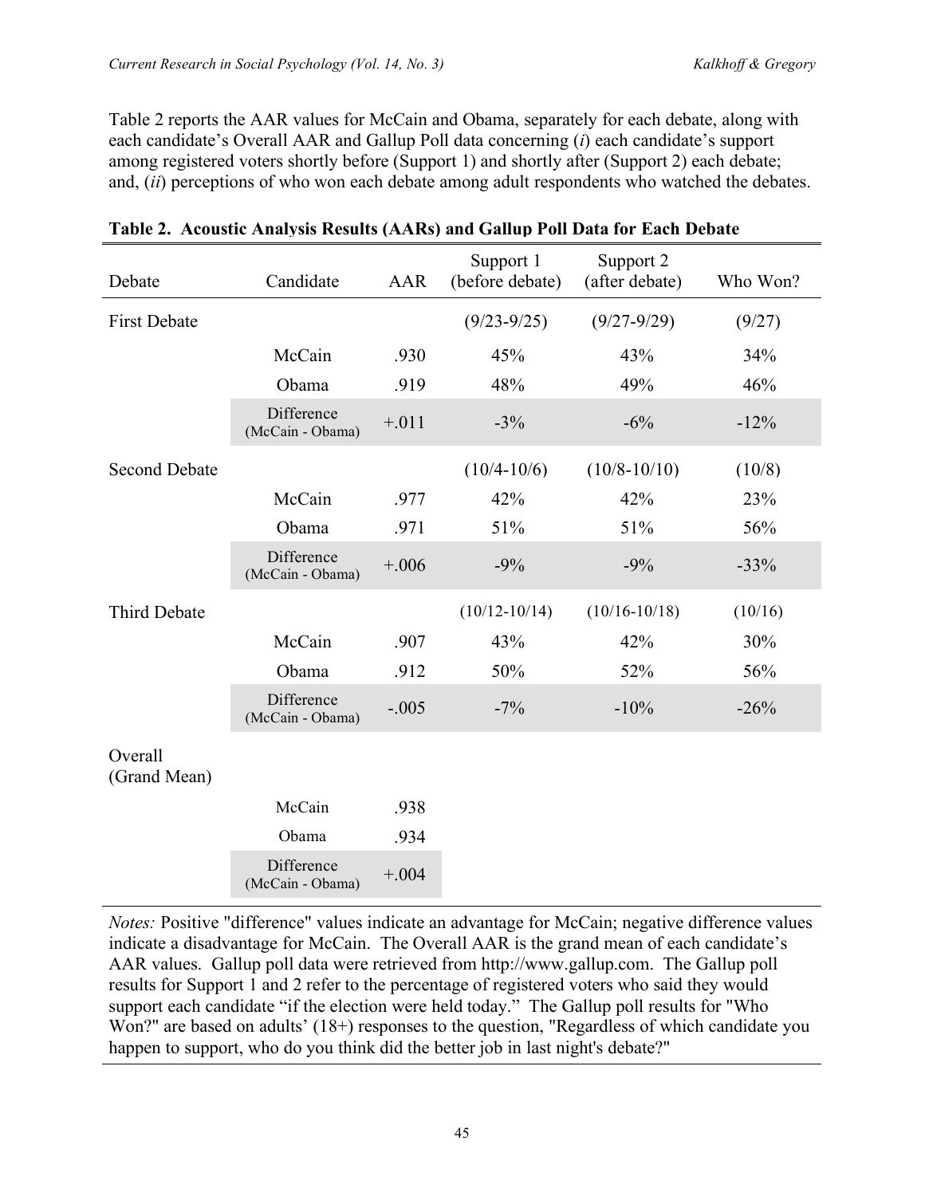Table 2 reports the AAR values for McCain and Obama, separately for each debate, along with each candidate's Overall AAR and Gallup Poll data concerning (*i*) each candidate's support among registered voters shortly before (Support 1) and shortly after (Support 2) each debate; and, (*ii*) perceptions of who won each debate among adult respondents who watched the debates.

**Table 2. Acoustic Analysis Results (AARs) and Gallup Poll Data for Each Debate**

| Debate | Candidate | AAR | Support 1 (before debate) | Support 2 (after debate) | Who Won? |
|---|---|---|---|---|---|
| First Debate | | | (9/23-9/25) | (9/27-9/29) | (9/27) |
| | McCain | .930 | 45% | 43% | 34% |
| | Obama | .919 | 48% | 49% | 46% |
| | Difference (McCain - Obama) | +.011 | -3% | -6% | -12% |
| Second Debate | | | (10/4-10/6) | (10/8-10/10) | (10/8) |
| | McCain | .977 | 42% | 42% | 23% |
| | Obama | .971 | 51% | 51% | 56% |
| | Difference (McCain - Obama) | +.006 | -9% | -9% | -33% |
| Third Debate | | | (10/12-10/14) | (10/16-10/18) | (10/16) |
| | McCain | .907 | 43% | 42% | 30% |
| | Obama | .912 | 50% | 52% | 56% |
| | Difference (McCain - Obama) | -.005 | -7% | -10% | -26% |
| Overall (Grand Mean) | | | | | |
| | McCain | .938 | | | |
| | Obama | .934 | | | |
| | Difference (McCain - Obama) | +.004 | | | |

*Notes:* Positive "difference" values indicate an advantage for McCain; negative difference values indicate a disadvantage for McCain. The Overall AAR is the grand mean of each candidate's AAR values. Gallup poll data were retrieved from http://www.gallup.com. The Gallup poll results for Support 1 and 2 refer to the percentage of registered voters who said they would support each candidate "if the election were held today." The Gallup poll results for "Who Won?" are based on adults' (18+) responses to the question, "Regardless of which candidate you happen to support, who do you think did the better job in last night's debate?"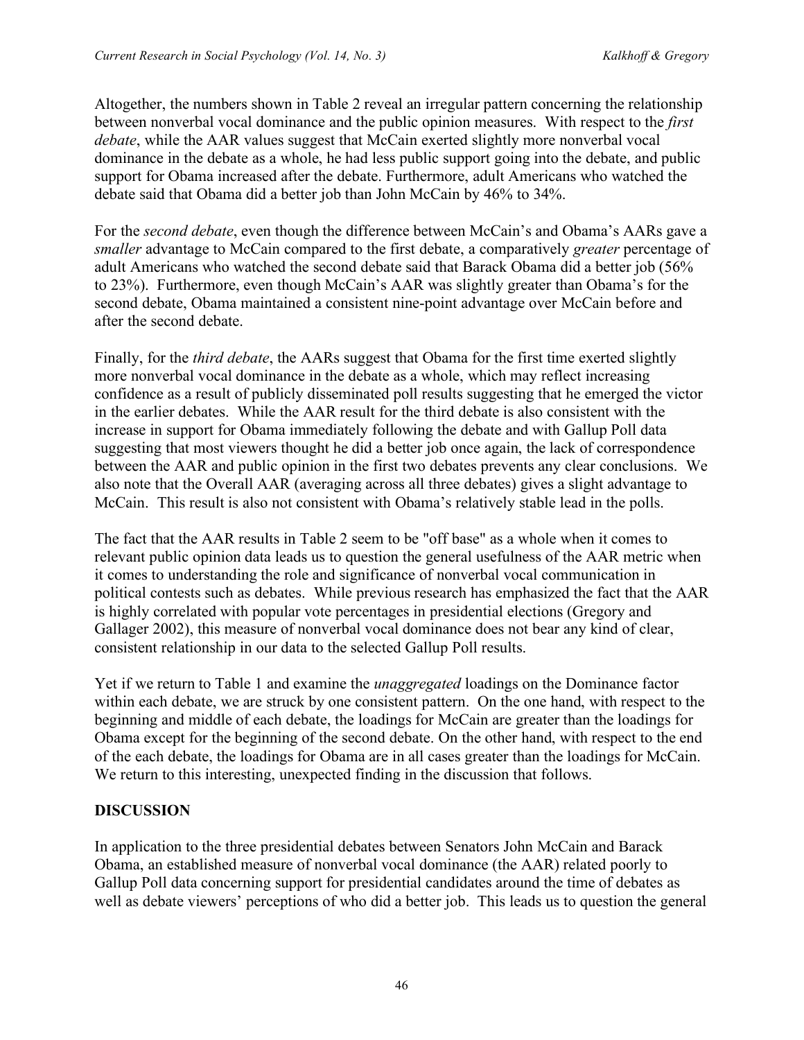Altogether, the numbers shown in Table 2 reveal an irregular pattern concerning the relationship between nonverbal vocal dominance and the public opinion measures. With respect to the *first debate*, while the AAR values suggest that McCain exerted slightly more nonverbal vocal dominance in the debate as a whole, he had less public support going into the debate, and public support for Obama increased after the debate. Furthermore, adult Americans who watched the debate said that Obama did a better job than John McCain by 46% to 34%.

For the *second debate*, even though the difference between McCain's and Obama's AARs gave a *smaller* advantage to McCain compared to the first debate, a comparatively *greater* percentage of adult Americans who watched the second debate said that Barack Obama did a better job (56% to 23%). Furthermore, even though McCain's AAR was slightly greater than Obama's for the second debate, Obama maintained a consistent nine-point advantage over McCain before and after the second debate.

Finally, for the *third debate*, the AARs suggest that Obama for the first time exerted slightly more nonverbal vocal dominance in the debate as a whole, which may reflect increasing confidence as a result of publicly disseminated poll results suggesting that he emerged the victor in the earlier debates. While the AAR result for the third debate is also consistent with the increase in support for Obama immediately following the debate and with Gallup Poll data suggesting that most viewers thought he did a better job once again, the lack of correspondence between the AAR and public opinion in the first two debates prevents any clear conclusions. We also note that the Overall AAR (averaging across all three debates) gives a slight advantage to McCain. This result is also not consistent with Obama's relatively stable lead in the polls.

The fact that the AAR results in Table 2 seem to be "off base" as a whole when it comes to relevant public opinion data leads us to question the general usefulness of the AAR metric when it comes to understanding the role and significance of nonverbal vocal communication in political contests such as debates. While previous research has emphasized the fact that the AAR is highly correlated with popular vote percentages in presidential elections (Gregory and Gallager 2002), this measure of nonverbal vocal dominance does not bear any kind of clear, consistent relationship in our data to the selected Gallup Poll results.

Yet if we return to Table 1 and examine the *unaggregated* loadings on the Dominance factor within each debate, we are struck by one consistent pattern. On the one hand, with respect to the beginning and middle of each debate, the loadings for McCain are greater than the loadings for Obama except for the beginning of the second debate. On the other hand, with respect to the end of the each debate, the loadings for Obama are in all cases greater than the loadings for McCain. We return to this interesting, unexpected finding in the discussion that follows.

## DISCUSSION

In application to the three presidential debates between Senators John McCain and Barack Obama, an established measure of nonverbal vocal dominance (the AAR) related poorly to Gallup Poll data concerning support for presidential candidates around the time of debates as well as debate viewers' perceptions of who did a better job. This leads us to question the general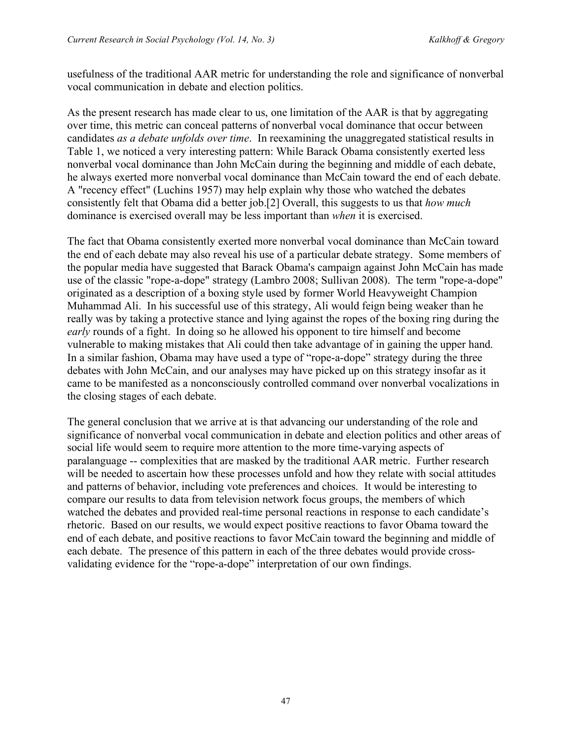usefulness of the traditional AAR metric for understanding the role and significance of nonverbal vocal communication in debate and election politics.

As the present research has made clear to us, one limitation of the AAR is that by aggregating over time, this metric can conceal patterns of nonverbal vocal dominance that occur between candidates *as a debate unfolds over time*. In reexamining the unaggregated statistical results in Table 1, we noticed a very interesting pattern: While Barack Obama consistently exerted less nonverbal vocal dominance than John McCain during the beginning and middle of each debate, he always exerted more nonverbal vocal dominance than McCain toward the end of each debate. A "recency effect" (Luchins 1957) may help explain why those who watched the debates consistently felt that Obama did a better job.[2] Overall, this suggests to us that *how much* dominance is exercised overall may be less important than *when* it is exercised.

The fact that Obama consistently exerted more nonverbal vocal dominance than McCain toward the end of each debate may also reveal his use of a particular debate strategy. Some members of the popular media have suggested that Barack Obama's campaign against John McCain has made use of the classic "rope-a-dope" strategy (Lambro 2008; Sullivan 2008). The term "rope-a-dope" originated as a description of a boxing style used by former World Heavyweight Champion Muhammad Ali. In his successful use of this strategy, Ali would feign being weaker than he really was by taking a protective stance and lying against the ropes of the boxing ring during the *early* rounds of a fight. In doing so he allowed his opponent to tire himself and become vulnerable to making mistakes that Ali could then take advantage of in gaining the upper hand. In a similar fashion, Obama may have used a type of "rope-a-dope" strategy during the three debates with John McCain, and our analyses may have picked up on this strategy insofar as it came to be manifested as a nonconsciously controlled command over nonverbal vocalizations in the closing stages of each debate.

The general conclusion that we arrive at is that advancing our understanding of the role and significance of nonverbal vocal communication in debate and election politics and other areas of social life would seem to require more attention to the more time-varying aspects of paralanguage -- complexities that are masked by the traditional AAR metric. Further research will be needed to ascertain how these processes unfold and how they relate with social attitudes and patterns of behavior, including vote preferences and choices. It would be interesting to compare our results to data from television network focus groups, the members of which watched the debates and provided real-time personal reactions in response to each candidate's rhetoric. Based on our results, we would expect positive reactions to favor Obama toward the end of each debate, and positive reactions to favor McCain toward the beginning and middle of each debate. The presence of this pattern in each of the three debates would provide cross-validating evidence for the "rope-a-dope" interpretation of our own findings.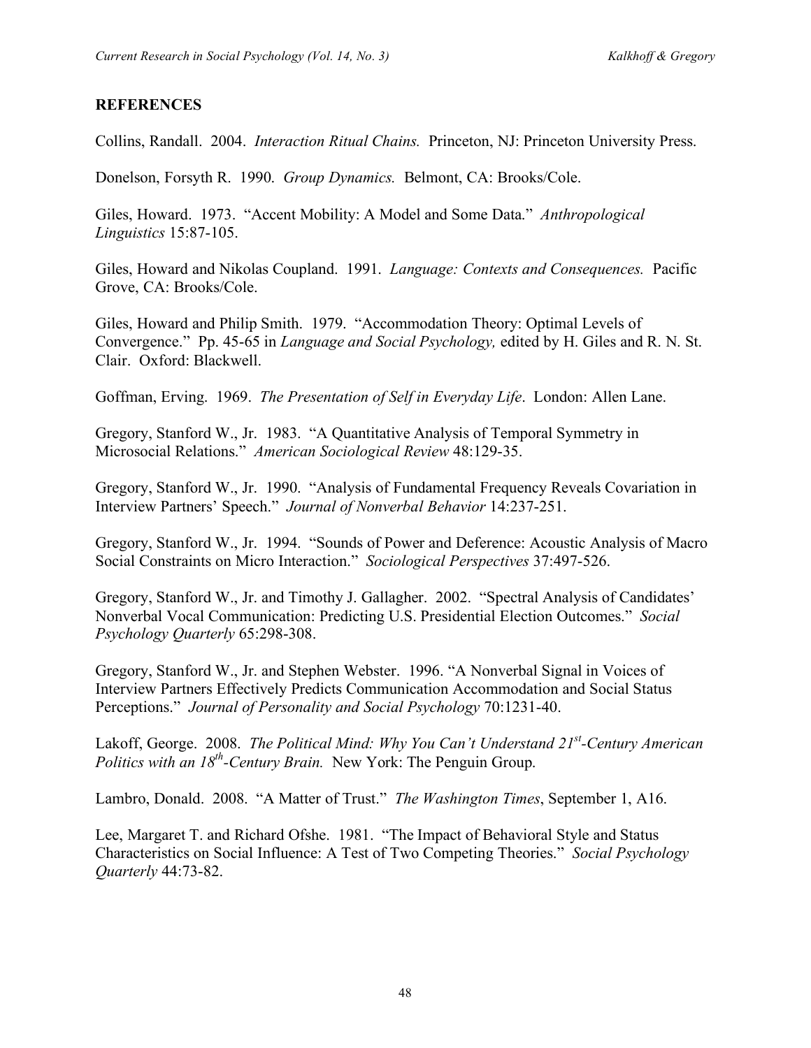## REFERENCES

Collins, Randall. 2004. *Interaction Ritual Chains.* Princeton, NJ: Princeton University Press.

Donelson, Forsyth R. 1990. *Group Dynamics.* Belmont, CA: Brooks/Cole.

Giles, Howard. 1973. "Accent Mobility: A Model and Some Data." *Anthropological Linguistics* 15:87-105.

Giles, Howard and Nikolas Coupland. 1991. *Language: Contexts and Consequences.* Pacific Grove, CA: Brooks/Cole.

Giles, Howard and Philip Smith. 1979. "Accommodation Theory: Optimal Levels of Convergence." Pp. 45-65 in *Language and Social Psychology,* edited by H. Giles and R. N. St. Clair. Oxford: Blackwell.

Goffman, Erving. 1969. *The Presentation of Self in Everyday Life*. London: Allen Lane.

Gregory, Stanford W., Jr. 1983. "A Quantitative Analysis of Temporal Symmetry in Microsocial Relations." *American Sociological Review* 48:129-35.

Gregory, Stanford W., Jr. 1990. "Analysis of Fundamental Frequency Reveals Covariation in Interview Partners' Speech." *Journal of Nonverbal Behavior* 14:237-251.

Gregory, Stanford W., Jr. 1994. "Sounds of Power and Deference: Acoustic Analysis of Macro Social Constraints on Micro Interaction." *Sociological Perspectives* 37:497-526.

Gregory, Stanford W., Jr. and Timothy J. Gallagher. 2002. "Spectral Analysis of Candidates' Nonverbal Vocal Communication: Predicting U.S. Presidential Election Outcomes." *Social Psychology Quarterly* 65:298-308.

Gregory, Stanford W., Jr. and Stephen Webster. 1996. "A Nonverbal Signal in Voices of Interview Partners Effectively Predicts Communication Accommodation and Social Status Perceptions." *Journal of Personality and Social Psychology* 70:1231-40.

Lakoff, George. 2008. *The Political Mind: Why You Can't Understand 21st-Century American Politics with an 18th-Century Brain.* New York: The Penguin Group.

Lambro, Donald. 2008. "A Matter of Trust." *The Washington Times*, September 1, A16.

Lee, Margaret T. and Richard Ofshe. 1981. "The Impact of Behavioral Style and Status Characteristics on Social Influence: A Test of Two Competing Theories." *Social Psychology Quarterly* 44:73-82.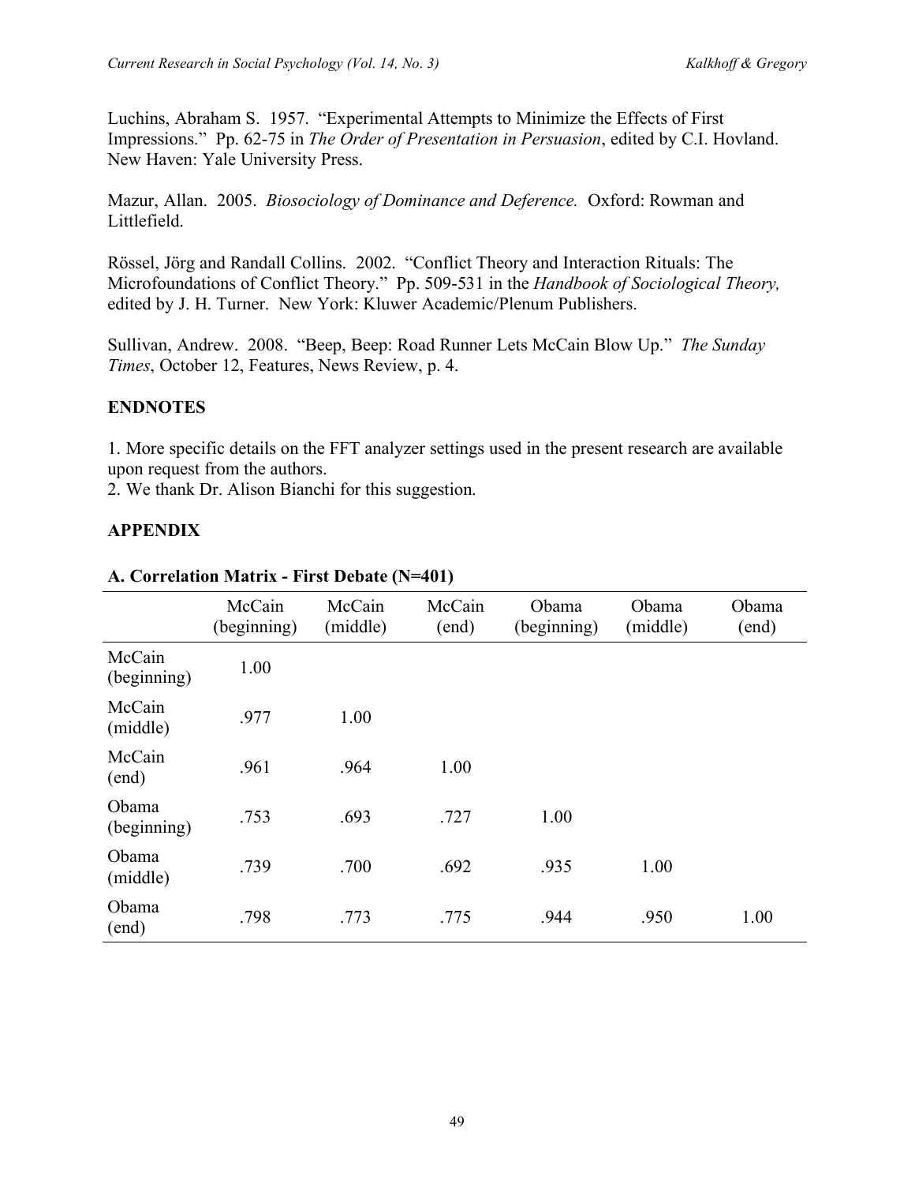Luchins, Abraham S. 1957. "Experimental Attempts to Minimize the Effects of First Impressions." Pp. 62-75 in *The Order of Presentation in Persuasion*, edited by C.I. Hovland. New Haven: Yale University Press.

Mazur, Allan. 2005. *Biosociology of Dominance and Deference.* Oxford: Rowman and Littlefield.

Rössel, Jörg and Randall Collins. 2002. "Conflict Theory and Interaction Rituals: The Microfoundations of Conflict Theory." Pp. 509-531 in the *Handbook of Sociological Theory,* edited by J. H. Turner. New York: Kluwer Academic/Plenum Publishers.

Sullivan, Andrew. 2008. "Beep, Beep: Road Runner Lets McCain Blow Up." *The Sunday Times*, October 12, Features, News Review, p. 4.

## ENDNOTES

1. More specific details on the FFT analyzer settings used in the present research are available upon request from the authors.
2. We thank Dr. Alison Bianchi for this suggestion.

## APPENDIX

### A. Correlation Matrix - First Debate (N=401)

| | McCain (beginning) | McCain (middle) | McCain (end) | Obama (beginning) | Obama (middle) | Obama (end) |
|---|---|---|---|---|---|---|
| McCain (beginning) | 1.00 | | | | | |
| McCain (middle) | .977 | 1.00 | | | | |
| McCain (end) | .961 | .964 | 1.00 | | | |
| Obama (beginning) | .753 | .693 | .727 | 1.00 | | |
| Obama (middle) | .739 | .700 | .692 | .935 | 1.00 | |
| Obama (end) | .798 | .773 | .775 | .944 | .950 | 1.00 |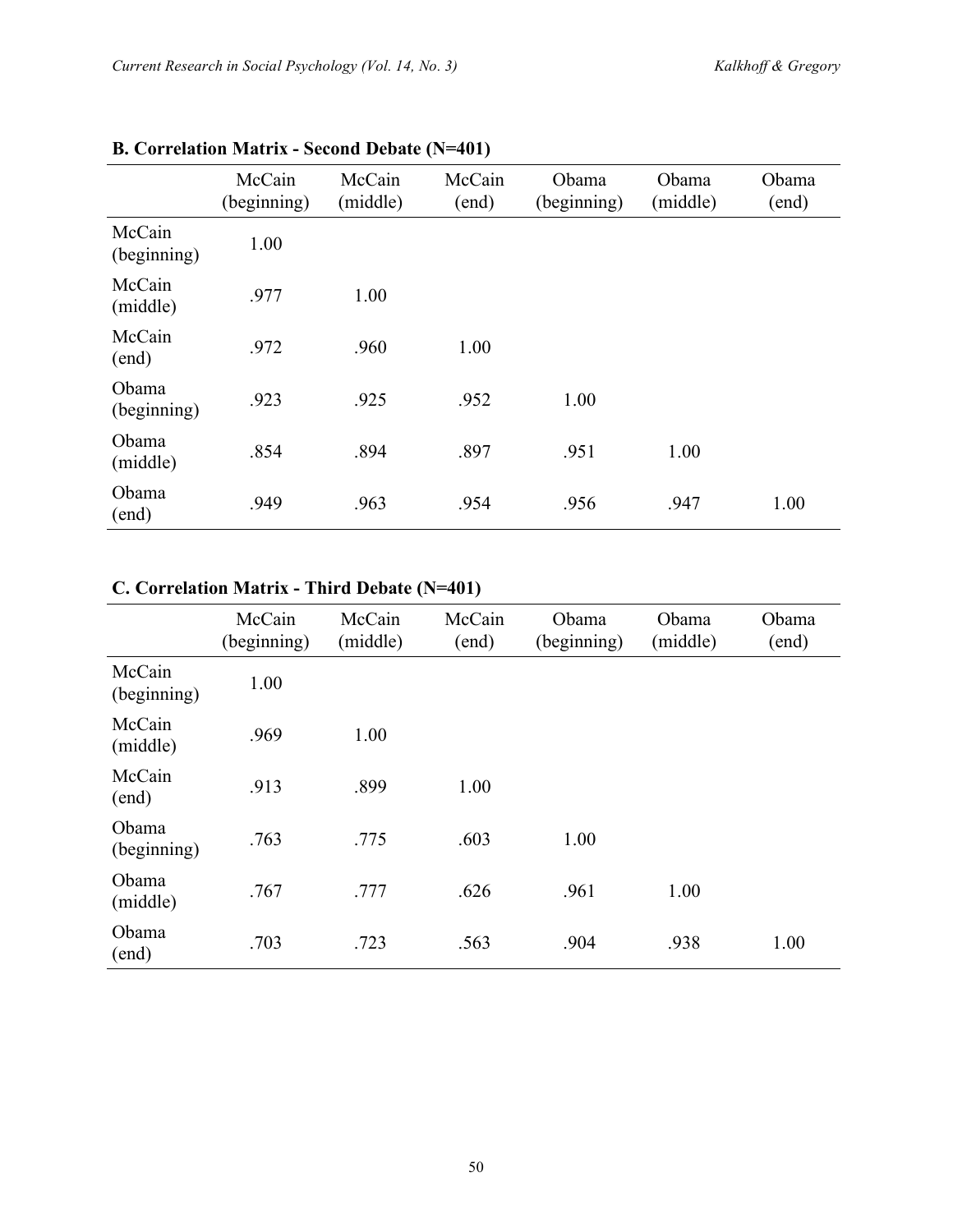### B. Correlation Matrix - Second Debate (N=401)

| | McCain (beginning) | McCain (middle) | McCain (end) | Obama (beginning) | Obama (middle) | Obama (end) |
|---|---|---|---|---|---|---|
| McCain (beginning) | 1.00 | | | | | |
| McCain (middle) | .977 | 1.00 | | | | |
| McCain (end) | .972 | .960 | 1.00 | | | |
| Obama (beginning) | .923 | .925 | .952 | 1.00 | | |
| Obama (middle) | .854 | .894 | .897 | .951 | 1.00 | |
| Obama (end) | .949 | .963 | .954 | .956 | .947 | 1.00 |

### C. Correlation Matrix - Third Debate (N=401)

| | McCain (beginning) | McCain (middle) | McCain (end) | Obama (beginning) | Obama (middle) | Obama (end) |
|---|---|---|---|---|---|---|
| McCain (beginning) | 1.00 | | | | | |
| McCain (middle) | .969 | 1.00 | | | | |
| McCain (end) | .913 | .899 | 1.00 | | | |
| Obama (beginning) | .763 | .775 | .603 | 1.00 | | |
| Obama (middle) | .767 | .777 | .626 | .961 | 1.00 | |
| Obama (end) | .703 | .723 | .563 | .904 | .938 | 1.00 |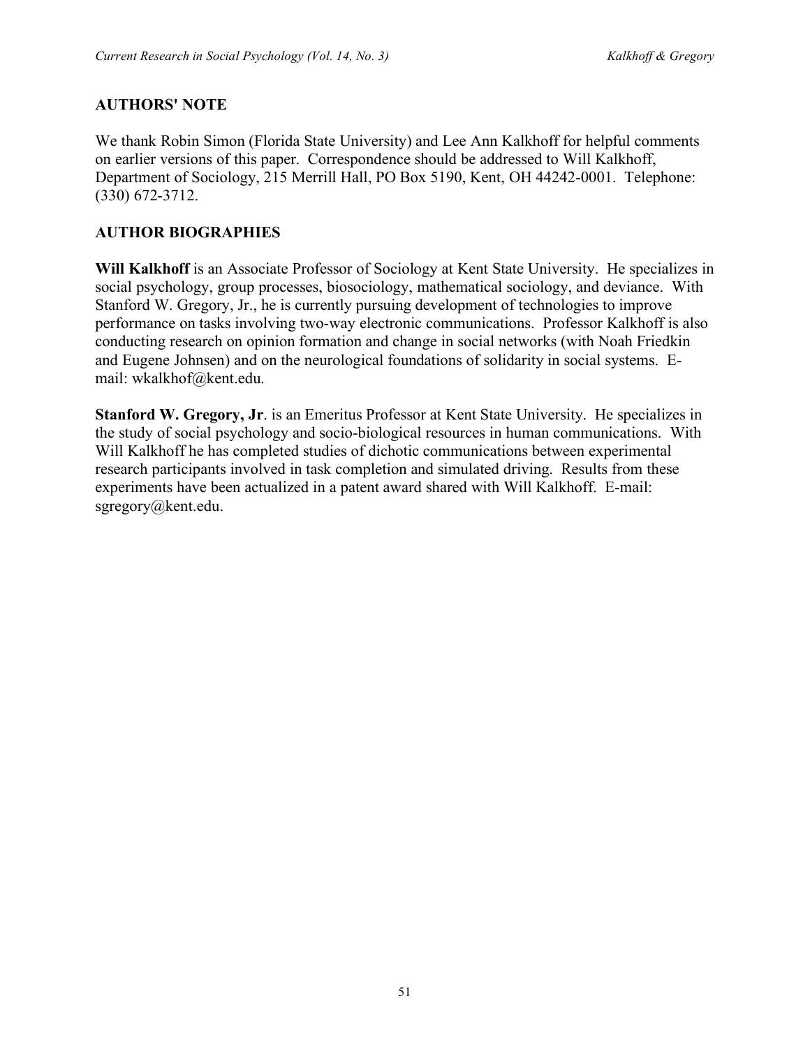## AUTHORS' NOTE

We thank Robin Simon (Florida State University) and Lee Ann Kalkhoff for helpful comments on earlier versions of this paper. Correspondence should be addressed to Will Kalkhoff, Department of Sociology, 215 Merrill Hall, PO Box 5190, Kent, OH 44242-0001. Telephone: (330) 672-3712.

## AUTHOR BIOGRAPHIES

**Will Kalkhoff** is an Associate Professor of Sociology at Kent State University. He specializes in social psychology, group processes, biosociology, mathematical sociology, and deviance. With Stanford W. Gregory, Jr., he is currently pursuing development of technologies to improve performance on tasks involving two-way electronic communications. Professor Kalkhoff is also conducting research on opinion formation and change in social networks (with Noah Friedkin and Eugene Johnsen) and on the neurological foundations of solidarity in social systems. E-mail: wkalkhof@kent.edu.

**Stanford W. Gregory, Jr**. is an Emeritus Professor at Kent State University. He specializes in the study of social psychology and socio-biological resources in human communications. With Will Kalkhoff he has completed studies of dichotic communications between experimental research participants involved in task completion and simulated driving. Results from these experiments have been actualized in a patent award shared with Will Kalkhoff. E-mail: sgregory@kent.edu.